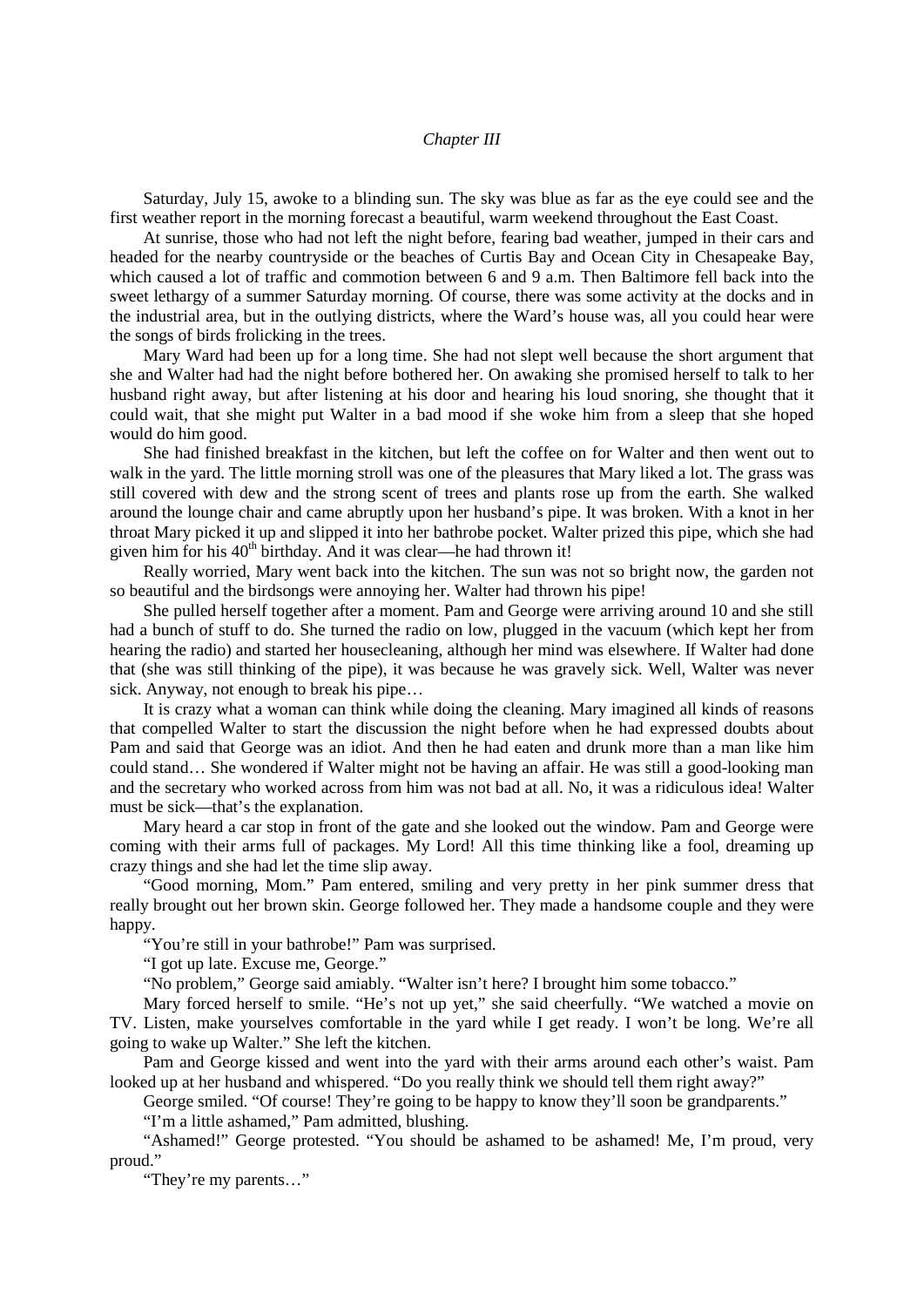*Chapter III*

Saturday, July 15, awoke to a blinding sun. The sky was blue as far as the eye could see and the first weather report in the morning forecast a beautiful, warm weekend throughout the East Coast.

At sunrise, those who had not left the night before, fearing bad weather, jumped in their cars and headed for the nearby countryside or the beaches of Curtis Bay and Ocean City in Chesapeake Bay, which caused a lot of traffic and commotion between 6 and 9 a.m. Then Baltimore fell back into the sweet lethargy of a summer Saturday morning. Of course, there was some activity at the docks and in the industrial area, but in the outlying districts, where the Ward's house was, all you could hear were the songs of birds frolicking in the trees.

Mary Ward had been up for a long time. She had not slept well because the short argument that she and Walter had had the night before bothered her. On awaking she promised herself to talk to her husband right away, but after listening at his door and hearing his loud snoring, she thought that it could wait, that she might put Walter in a bad mood if she woke him from a sleep that she hoped would do him good.

She had finished breakfast in the kitchen, but left the coffee on for Walter and then went out to walk in the yard. The little morning stroll was one of the pleasures that Mary liked a lot. The grass was still covered with dew and the strong scent of trees and plants rose up from the earth. She walked around the lounge chair and came abruptly upon her husband's pipe. It was broken. With a knot in her throat Mary picked it up and slipped it into her bathrobe pocket. Walter prized this pipe, which she had given him for his 40th birthday. And it was clear—he had thrown it!

Really worried, Mary went back into the kitchen. The sun was not so bright now, the garden not so beautiful and the birdsongs were annoying her. Walter had thrown his pipe!

She pulled herself together after a moment. Pam and George were arriving around 10 and she still had a bunch of stuff to do. She turned the radio on low, plugged in the vacuum (which kept her from hearing the radio) and started her housecleaning, although her mind was elsewhere. If Walter had done that (she was still thinking of the pipe), it was because he was gravely sick. Well, Walter was never sick. Anyway, not enough to break his pipe…

It is crazy what a woman can think while doing the cleaning. Mary imagined all kinds of reasons that compelled Walter to start the discussion the night before when he had expressed doubts about Pam and said that George was an idiot. And then he had eaten and drunk more than a man like him could stand… She wondered if Walter might not be having an affair. He was still a good-looking man and the secretary who worked across from him was not bad at all. No, it was a ridiculous idea! Walter must be sick—that's the explanation.

Mary heard a car stop in front of the gate and she looked out the window. Pam and George were coming with their arms full of packages. My Lord! All this time thinking like a fool, dreaming up crazy things and she had let the time slip away.

"Good morning, Mom." Pam entered, smiling and very pretty in her pink summer dress that really brought out her brown skin. George followed her. They made a handsome couple and they were happy.

"You're still in your bathrobe!" Pam was surprised.

"I got up late. Excuse me, George."

"No problem," George said amiably. "Walter isn't here? I brought him some tobacco."

Mary forced herself to smile. "He's not up yet," she said cheerfully. "We watched a movie on TV. Listen, make yourselves comfortable in the yard while I get ready. I won't be long. We're all going to wake up Walter." She left the kitchen.

Pam and George kissed and went into the yard with their arms around each other's waist. Pam looked up at her husband and whispered. "Do you really think we should tell them right away?"

George smiled. "Of course! They're going to be happy to know they'll soon be grandparents."

"I'm a little ashamed," Pam admitted, blushing.

"Ashamed!" George protested. "You should be ashamed to be ashamed! Me, I'm proud, very proud."

"They're my parents…"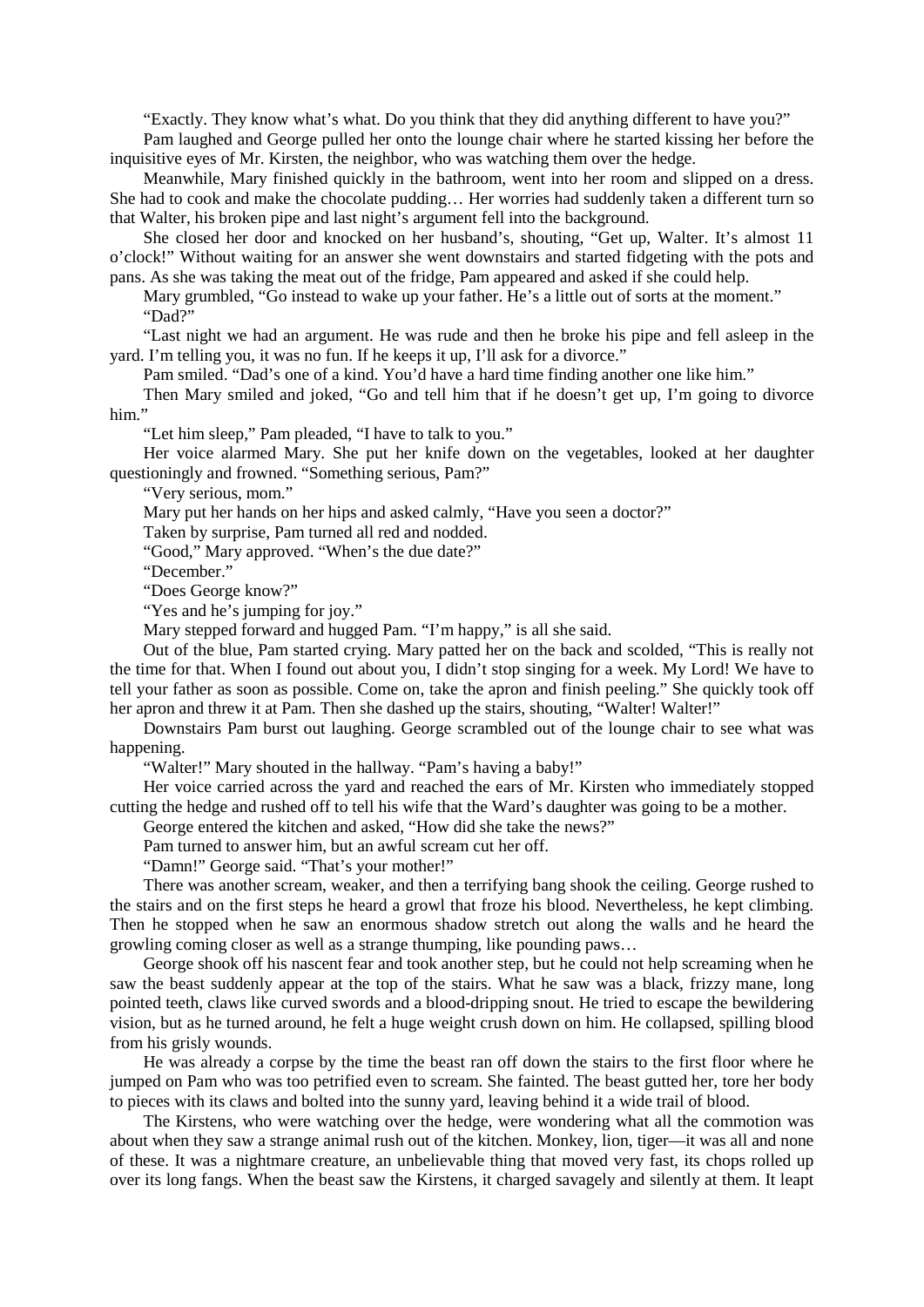"Exactly. They know what's what. Do you think that they did anything different to have you?"

Pam laughed and George pulled her onto the lounge chair where he started kissing her before the inquisitive eyes of Mr. Kirsten, the neighbor, who was watching them over the hedge.

Meanwhile, Mary finished quickly in the bathroom, went into her room and slipped on a dress. She had to cook and make the chocolate pudding… Her worries had suddenly taken a different turn so that Walter, his broken pipe and last night's argument fell into the background.

She closed her door and knocked on her husband's, shouting, "Get up, Walter. It's almost 11 o'clock!" Without waiting for an answer she went downstairs and started fidgeting with the pots and pans. As she was taking the meat out of the fridge, Pam appeared and asked if she could help.

Mary grumbled, "Go instead to wake up your father. He's a little out of sorts at the moment."

"Dad?"

"Last night we had an argument. He was rude and then he broke his pipe and fell asleep in the yard. I'm telling you, it was no fun. If he keeps it up, I'll ask for a divorce."

Pam smiled. "Dad's one of a kind. You'd have a hard time finding another one like him."

Then Mary smiled and joked, "Go and tell him that if he doesn't get up, I'm going to divorce him."

"Let him sleep," Pam pleaded, "I have to talk to you."

Her voice alarmed Mary. She put her knife down on the vegetables, looked at her daughter questioningly and frowned. "Something serious, Pam?"

"Very serious, mom."

Mary put her hands on her hips and asked calmly, "Have you seen a doctor?"

Taken by surprise, Pam turned all red and nodded.

"Good," Mary approved. "When's the due date?"

"December."

"Does George know?"

"Yes and he's jumping for joy."

Mary stepped forward and hugged Pam. "I'm happy," is all she said.

Out of the blue, Pam started crying. Mary patted her on the back and scolded, "This is really not the time for that. When I found out about you, I didn't stop singing for a week. My Lord! We have to tell your father as soon as possible. Come on, take the apron and finish peeling." She quickly took off her apron and threw it at Pam. Then she dashed up the stairs, shouting, "Walter! Walter!"

Downstairs Pam burst out laughing. George scrambled out of the lounge chair to see what was happening.

"Walter!" Mary shouted in the hallway. "Pam's having a baby!"

Her voice carried across the yard and reached the ears of Mr. Kirsten who immediately stopped cutting the hedge and rushed off to tell his wife that the Ward's daughter was going to be a mother.

George entered the kitchen and asked, "How did she take the news?"

Pam turned to answer him, but an awful scream cut her off.

"Damn!" George said. "That's your mother!"

There was another scream, weaker, and then a terrifying bang shook the ceiling. George rushed to the stairs and on the first steps he heard a growl that froze his blood. Nevertheless, he kept climbing. Then he stopped when he saw an enormous shadow stretch out along the walls and he heard the growling coming closer as well as a strange thumping, like pounding paws…

George shook off his nascent fear and took another step, but he could not help screaming when he saw the beast suddenly appear at the top of the stairs. What he saw was a black, frizzy mane, long pointed teeth, claws like curved swords and a blood-dripping snout. He tried to escape the bewildering vision, but as he turned around, he felt a huge weight crush down on him. He collapsed, spilling blood from his grisly wounds.

He was already a corpse by the time the beast ran off down the stairs to the first floor where he jumped on Pam who was too petrified even to scream. She fainted. The beast gutted her, tore her body to pieces with its claws and bolted into the sunny yard, leaving behind it a wide trail of blood.

The Kirstens, who were watching over the hedge, were wondering what all the commotion was about when they saw a strange animal rush out of the kitchen. Monkey, lion, tiger—it was all and none of these. It was a nightmare creature, an unbelievable thing that moved very fast, its chops rolled up over its long fangs. When the beast saw the Kirstens, it charged savagely and silently at them. It leapt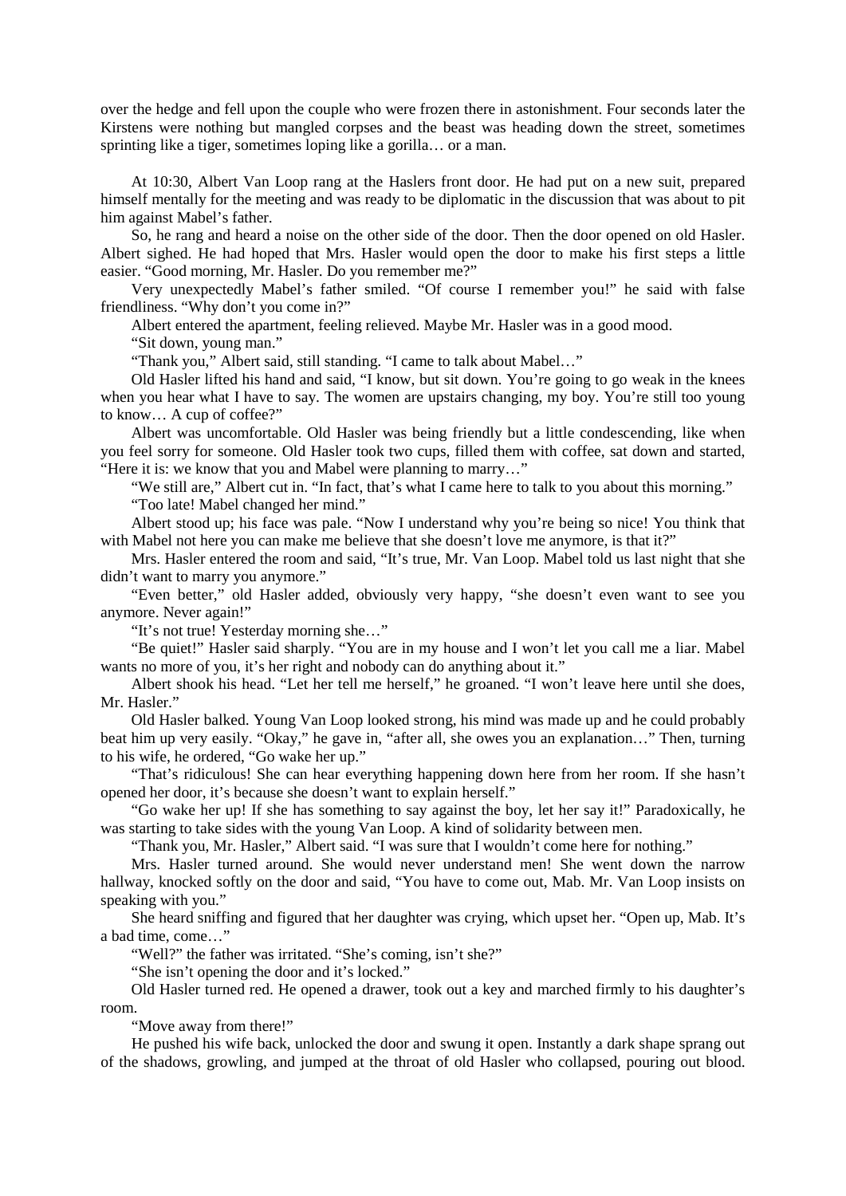over the hedge and fell upon the couple who were frozen there in astonishment. Four seconds later the Kirstens were nothing but mangled corpses and the beast was heading down the street, sometimes sprinting like a tiger, sometimes loping like a gorilla… or a man.

At 10:30, Albert Van Loop rang at the Haslers front door. He had put on a new suit, prepared himself mentally for the meeting and was ready to be diplomatic in the discussion that was about to pit him against Mabel's father.

So, he rang and heard a noise on the other side of the door. Then the door opened on old Hasler. Albert sighed. He had hoped that Mrs. Hasler would open the door to make his first steps a little easier. "Good morning, Mr. Hasler. Do you remember me?"

Very unexpectedly Mabel's father smiled. "Of course I remember you!" he said with false friendliness. "Why don't you come in?"

Albert entered the apartment, feeling relieved. Maybe Mr. Hasler was in a good mood.

"Sit down, young man."

"Thank you," Albert said, still standing. "I came to talk about Mabel…"

Old Hasler lifted his hand and said, "I know, but sit down. You're going to go weak in the knees when you hear what I have to say. The women are upstairs changing, my boy. You're still too young to know… A cup of coffee?"

Albert was uncomfortable. Old Hasler was being friendly but a little condescending, like when you feel sorry for someone. Old Hasler took two cups, filled them with coffee, sat down and started, "Here it is: we know that you and Mabel were planning to marry…"

"We still are," Albert cut in. "In fact, that's what I came here to talk to you about this morning."

"Too late! Mabel changed her mind."

Albert stood up; his face was pale. "Now I understand why you're being so nice! You think that with Mabel not here you can make me believe that she doesn't love me anymore, is that it?"

Mrs. Hasler entered the room and said, "It's true, Mr. Van Loop. Mabel told us last night that she didn't want to marry you anymore."

"Even better," old Hasler added, obviously very happy, "she doesn't even want to see you anymore. Never again!"

"It's not true! Yesterday morning she…"

"Be quiet!" Hasler said sharply. "You are in my house and I won't let you call me a liar. Mabel wants no more of you, it's her right and nobody can do anything about it."

Albert shook his head. "Let her tell me herself," he groaned. "I won't leave here until she does, Mr. Hasler."

Old Hasler balked. Young Van Loop looked strong, his mind was made up and he could probably beat him up very easily. "Okay," he gave in, "after all, she owes you an explanation…" Then, turning to his wife, he ordered, "Go wake her up."

"That's ridiculous! She can hear everything happening down here from her room. If she hasn't opened her door, it's because she doesn't want to explain herself."

"Go wake her up! If she has something to say against the boy, let her say it!" Paradoxically, he was starting to take sides with the young Van Loop. A kind of solidarity between men.

"Thank you, Mr. Hasler," Albert said. "I was sure that I wouldn't come here for nothing."

Mrs. Hasler turned around. She would never understand men! She went down the narrow hallway, knocked softly on the door and said, "You have to come out, Mab. Mr. Van Loop insists on speaking with you."

She heard sniffing and figured that her daughter was crying, which upset her. "Open up, Mab. It's a bad time, come…"

"Well?" the father was irritated. "She's coming, isn't she?"

"She isn't opening the door and it's locked."

Old Hasler turned red. He opened a drawer, took out a key and marched firmly to his daughter's room.

"Move away from there!"

He pushed his wife back, unlocked the door and swung it open. Instantly a dark shape sprang out of the shadows, growling, and jumped at the throat of old Hasler who collapsed, pouring out blood.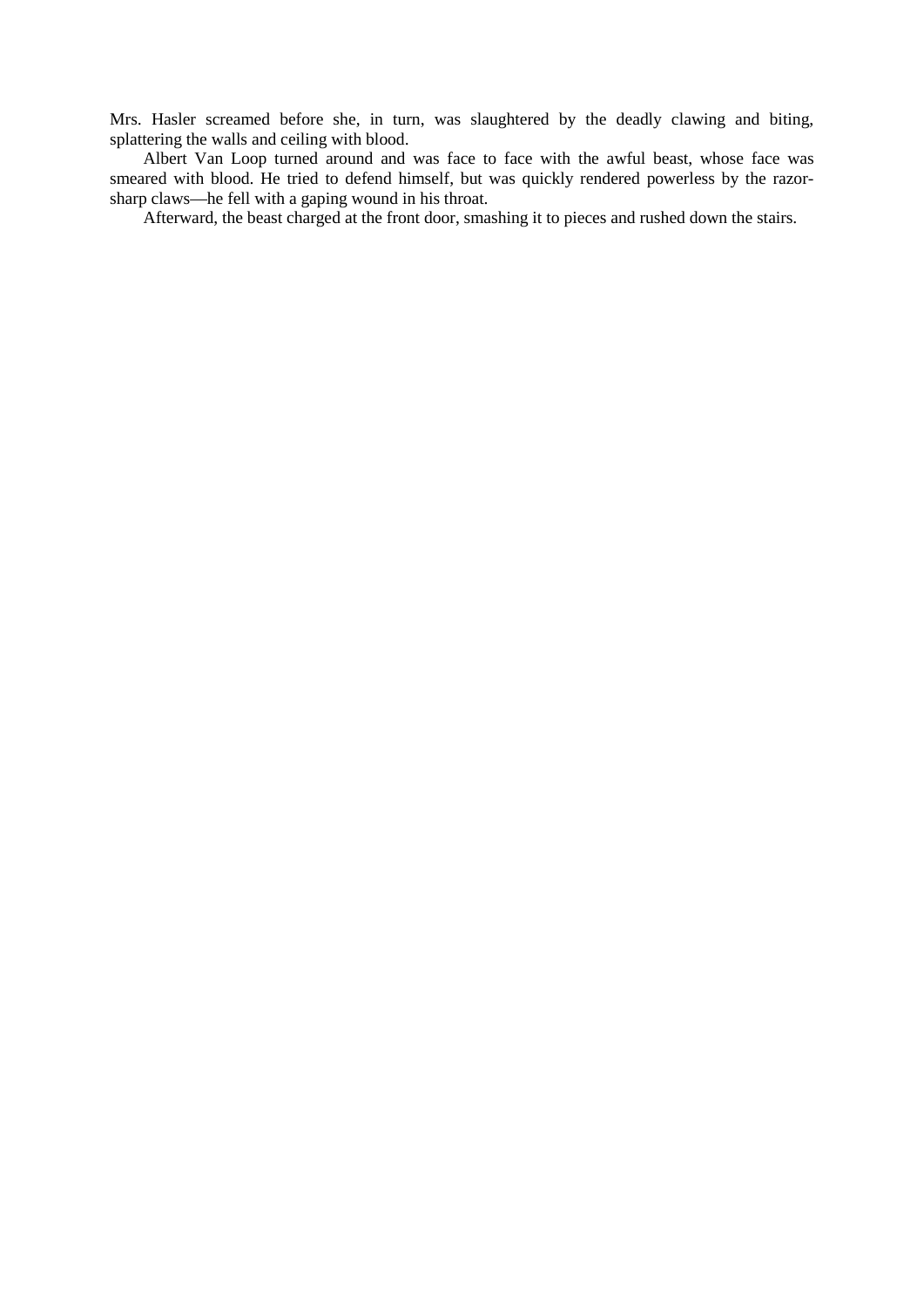Mrs. Hasler screamed before she, in turn, was slaughtered by the deadly clawing and biting, splattering the walls and ceiling with blood.

Albert Van Loop turned around and was face to face with the awful beast, whose face was smeared with blood. He tried to defend himself, but was quickly rendered powerless by the razor-sharp claws—he fell with a gaping wound in his throat.

Afterward, the beast charged at the front door, smashing it to pieces and rushed down the stairs.